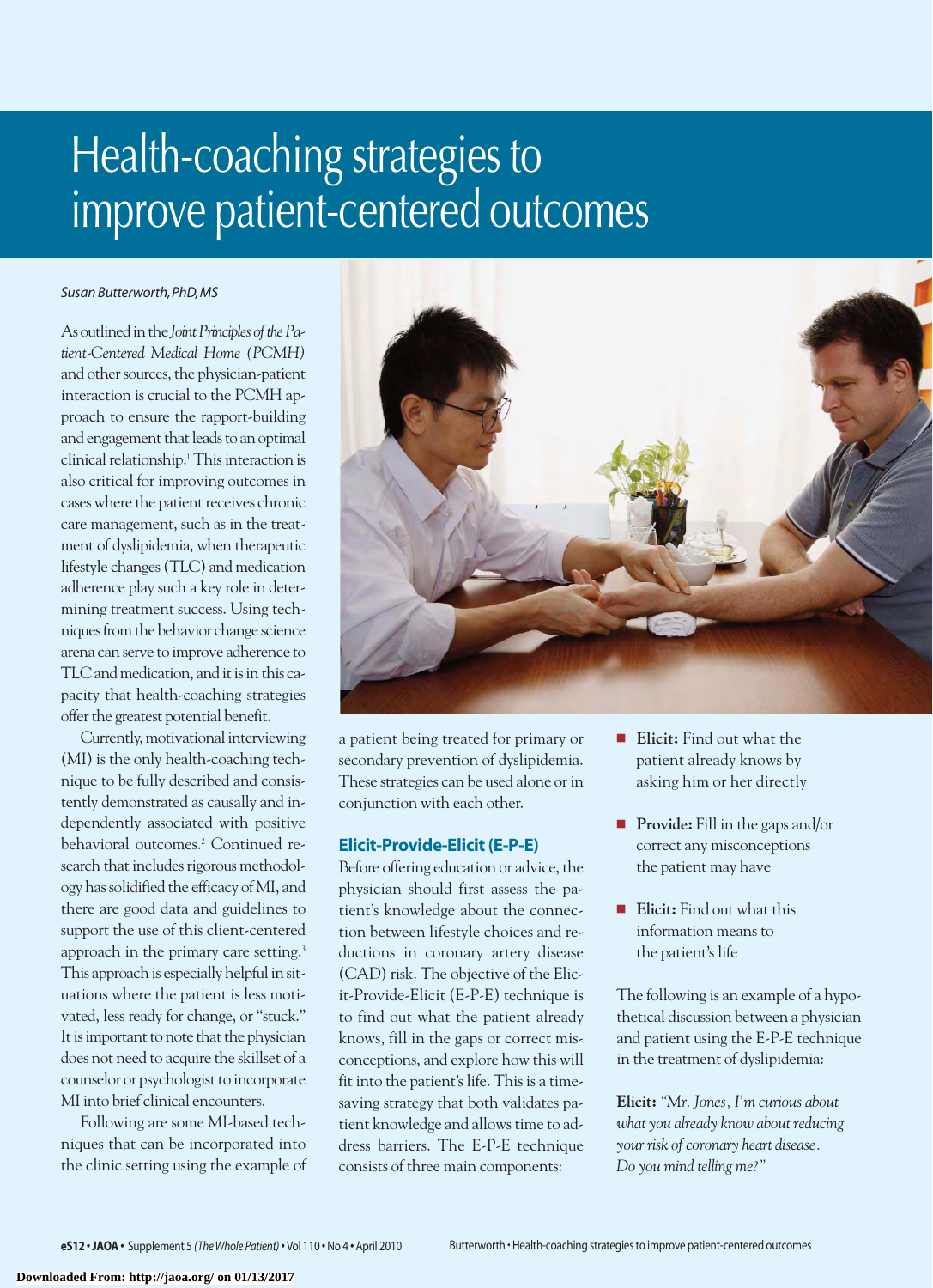# Health-coaching strategies to improve patient-centered outcomes

*Susan Butterworth, PhD, MS*

As outlined in the *Joint Principles of the Patient-Centered Medical Home (PCMH)* and other sources, the physician-patient interaction is crucial to the PCMH approach to ensure the rapport-building and engagement that leads to an optimal clinical relationship.[1] This interaction is also critical for improving outcomes in cases where the patient receives chronic care management, such as in the treatment of dyslipidemia, when therapeutic lifestyle changes (TLC) and medication adherence play such a key role in determining treatment success. Using techniques from the behavior change science arena can serve to improve adherence to TLC and medication, and it is in this capacity that health-coaching strategies offer the greatest potential benefit.

Currently, motivational interviewing (MI) is the only health-coaching technique to be fully described and consistently demonstrated as causally and independently associated with positive behavioral outcomes.[2] Continued research that includes rigorous methodology has solidified the efficacy of MI, and there are good data and guidelines to support the use of this client-centered approach in the primary care setting.[3] This approach is especially helpful in situations where the patient is less motivated, less ready for change, or "stuck." It is important to note that the physician does not need to acquire the skillset of a counselor or psychologist to incorporate MI into brief clinical encounters.

Following are some MI-based techniques that can be incorporated into the clinic setting using the example of a patient being treated for primary or secondary prevention of dyslipidemia. These strategies can be used alone or in conjunction with each other.

## Elicit-Provide-Elicit (E-P-E)

Before offering education or advice, the physician should first assess the patient's knowledge about the connection between lifestyle choices and reductions in coronary artery disease (CAD) risk. The objective of the Elicit-Provide-Elicit (E-P-E) technique is to find out what the patient already knows, fill in the gaps or correct misconceptions, and explore how this will fit into the patient's life. This is a time-saving strategy that both validates patient knowledge and allows time to address barriers. The E-P-E technique consists of three main components:

- **Elicit:** Find out what the patient already knows by asking him or her directly
- **Provide:** Fill in the gaps and/or correct any misconceptions the patient may have
- **Elicit:** Find out what this information means to the patient's life

The following is an example of a hypothetical discussion between a physician and patient using the E-P-E technique in the treatment of dyslipidemia:

**Elicit:** *"Mr. Jones, I'm curious about what you already know about reducing your risk of coronary heart disease. Do you mind telling me?"*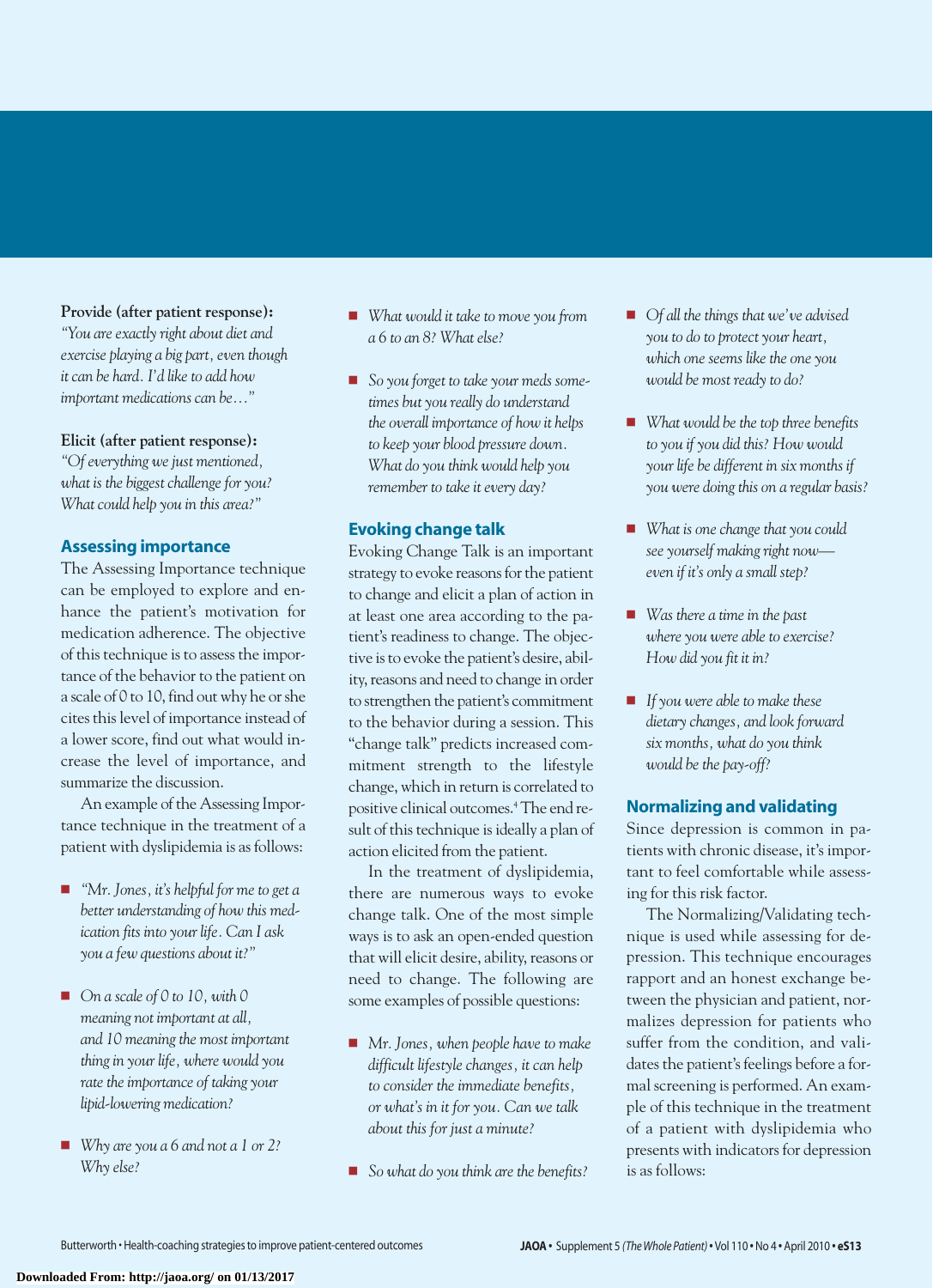**Provide (after patient response):** *"You are exactly right about diet and exercise playing a big part, even though it can be hard. I'd like to add how important medications can be…"*

**Elicit (after patient response):** *"Of everything we just mentioned, what is the biggest challenge for you? What could help you in this area?"*

## Assessing importance

The Assessing Importance technique can be employed to explore and enhance the patient's motivation for medication adherence. The objective of this technique is to assess the importance of the behavior to the patient on a scale of 0 to 10, find out why he or she cites this level of importance instead of a lower score, find out what would increase the level of importance, and summarize the discussion.

An example of the Assessing Importance technique in the treatment of a patient with dyslipidemia is as follows:

- *"Mr. Jones, it's helpful for me to get a better understanding of how this medication fits into your life. Can I ask you a few questions about it?"*
- *On a scale of 0 to 10, with 0 meaning not important at all, and 10 meaning the most important thing in your life, where would you rate the importance of taking your lipid-lowering medication?*
- *Why are you a 6 and not a 1 or 2? Why else?*
- *What would it take to move you from a 6 to an 8? What else?*
- *So you forget to take your meds sometimes but you really do understand the overall importance of how it helps to keep your blood pressure down. What do you think would help you remember to take it every day?*

## Evoking change talk

Evoking Change Talk is an important strategy to evoke reasons for the patient to change and elicit a plan of action in at least one area according to the patient's readiness to change. The objective is to evoke the patient's desire, ability, reasons and need to change in order to strengthen the patient's commitment to the behavior during a session. This "change talk" predicts increased commitment strength to the lifestyle change, which in return is correlated to positive clinical outcomes.[4] The end result of this technique is ideally a plan of action elicited from the patient.

In the treatment of dyslipidemia, there are numerous ways to evoke change talk. One of the most simple ways is to ask an open-ended question that will elicit desire, ability, reasons or need to change. The following are some examples of possible questions:

- *Mr. Jones, when people have to make difficult lifestyle changes, it can help to consider the immediate benefits, or what's in it for you. Can we talk about this for just a minute?*
- *So what do you think are the benefits?*
- *Of all the things that we've advised you to do to protect your heart, which one seems like the one you would be most ready to do?*
- *What would be the top three benefits to you if you did this? How would your life be different in six months if you were doing this on a regular basis?*
- *What is one change that you could see yourself making right now—even if it's only a small step?*
- *Was there a time in the past where you were able to exercise? How did you fit it in?*
- *If you were able to make these dietary changes, and look forward six months, what do you think would be the pay-off?*

## Normalizing and validating

Since depression is common in patients with chronic disease, it's important to feel comfortable while assessing for this risk factor.

The Normalizing/Validating technique is used while assessing for depression. This technique encourages rapport and an honest exchange between the physician and patient, normalizes depression for patients who suffer from the condition, and validates the patient's feelings before a formal screening is performed. An example of this technique in the treatment of a patient with dyslipidemia who presents with indicators for depression is as follows: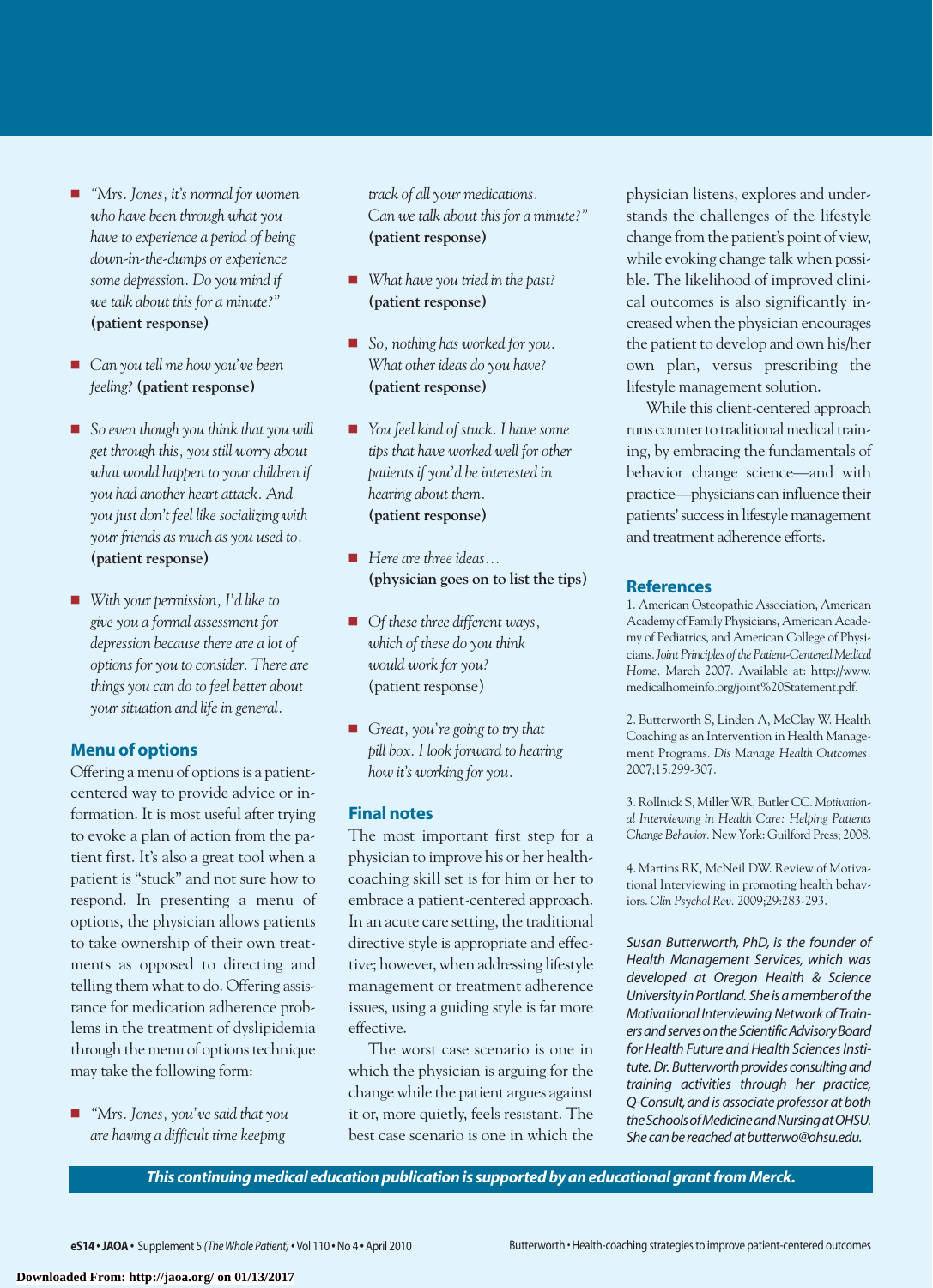- *"Mrs. Jones, it's normal for women who have been through what you have to experience a period of being down-in-the-dumps or experience some depression. Do you mind if we talk about this for a minute?"* **(patient response)**

- *Can you tell me how you've been feeling?* **(patient response)**

- *So even though you think that you will get through this, you still worry about what would happen to your children if you had another heart attack. And you just don't feel like socializing with your friends as much as you used to.* **(patient response)**

- *With your permission, I'd like to give you a formal assessment for depression because there are a lot of options for you to consider. There are things you can do to feel better about your situation and life in general.*

## Menu of options

Offering a menu of options is a patient-centered way to provide advice or information. It is most useful after trying to evoke a plan of action from the patient first. It's also a great tool when a patient is "stuck" and not sure how to respond. In presenting a menu of options, the physician allows patients to take ownership of their own treatments as opposed to directing and telling them what to do. Offering assistance for medication adherence problems in the treatment of dyslipidemia through the menu of options technique may take the following form:

- *"Mrs. Jones, you've said that you are having a difficult time keeping track of all your medications. Can we talk about this for a minute?"* **(patient response)**

- *What have you tried in the past?* **(patient response)**

- *So, nothing has worked for you. What other ideas do you have?* **(patient response)**

- *You feel kind of stuck. I have some tips that have worked well for other patients if you'd be interested in hearing about them.* **(patient response)**

- *Here are three ideas…* **(physician goes on to list the tips)**

- *Of these three different ways, which of these do you think would work for you?* (patient response)

- *Great, you're going to try that pill box. I look forward to hearing how it's working for you.*

## Final notes

The most important first step for a physician to improve his or her health-coaching skill set is for him or her to embrace a patient-centered approach. In an acute care setting, the traditional directive style is appropriate and effective; however, when addressing lifestyle management or treatment adherence issues, using a guiding style is far more effective.

The worst case scenario is one in which the physician is arguing for the change while the patient argues against it or, more quietly, feels resistant. The best case scenario is one in which the physician listens, explores and understands the challenges of the lifestyle change from the patient's point of view, while evoking change talk when possible. The likelihood of improved clinical outcomes is also significantly increased when the physician encourages the patient to develop and own his/her own plan, versus prescribing the lifestyle management solution.

While this client-centered approach runs counter to traditional medical training, by embracing the fundamentals of behavior change science—and with practice—physicians can influence their patients' success in lifestyle management and treatment adherence efforts.

## References

1. American Osteopathic Association, American Academy of Family Physicians, American Academy of Pediatrics, and American College of Physicians. *Joint Principles of the Patient-Centered Medical Home*. March 2007. Available at: http://www.medicalhomeinfo.org/joint%20Statement.pdf.

2. Butterworth S, Linden A, McClay W. Health Coaching as an Intervention in Health Management Programs. *Dis Manage Health Outcomes*. 2007;15:299-307.

3. Rollnick S, Miller WR, Butler CC. *Motivational Interviewing in Health Care: Helping Patients Change Behavior*. New York: Guilford Press; 2008.

4. Martins RK, McNeil DW. Review of Motivational Interviewing in promoting health behaviors. *Clin Psychol Rev*. 2009;29:283-293.

*Susan Butterworth, PhD, is the founder of Health Management Services, which was developed at Oregon Health & Science University in Portland. She is a member of the Motivational Interviewing Network of Trainers and serves on the Scientific Advisory Board for Health Future and Health Sciences Institute. Dr. Butterworth provides consulting and training activities through her practice, Q-Consult, and is associate professor at both the Schools of Medicine and Nursing at OHSU. She can be reached at butterwo@ohsu.edu.*

***This continuing medical education publication is supported by an educational grant from Merck.***